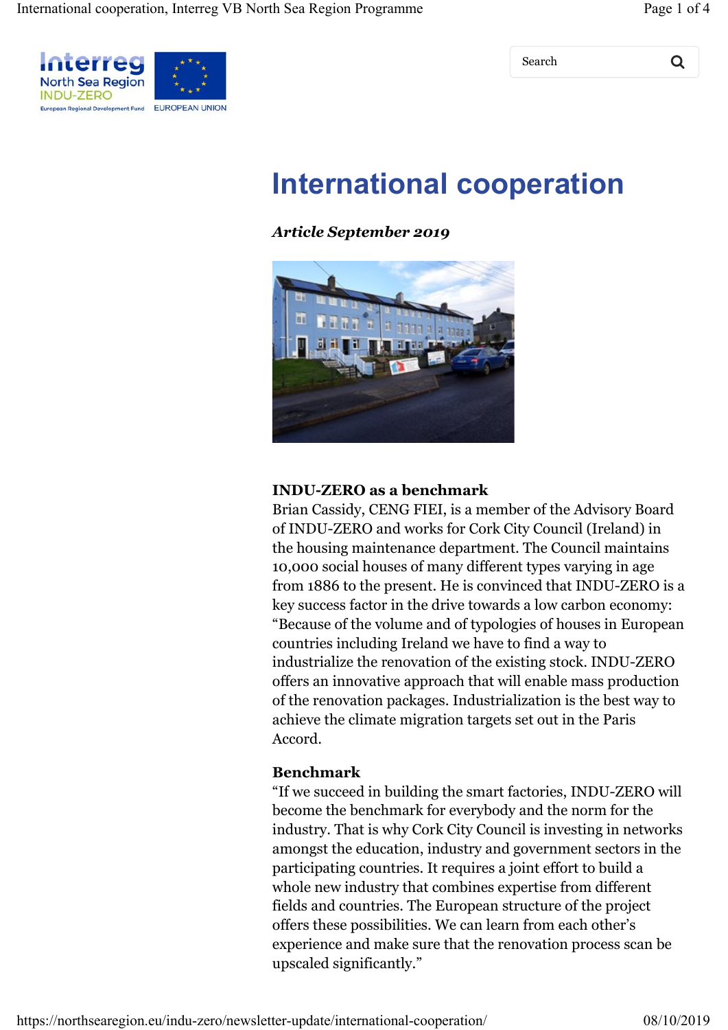# International cooperation

***Article September 2019***

**INDU-ZERO as a benchmark**
Brian Cassidy, CENG FIEI, is a member of the Advisory Board of INDU-ZERO and works for Cork City Council (Ireland) in the housing maintenance department. The Council maintains 10,000 social houses of many different types varying in age from 1886 to the present. He is convinced that INDU-ZERO is a key success factor in the drive towards a low carbon economy: "Because of the volume and of typologies of houses in European countries including Ireland we have to find a way to industrialize the renovation of the existing stock. INDU-ZERO offers an innovative approach that will enable mass production of the renovation packages. Industrialization is the best way to achieve the climate migration targets set out in the Paris Accord.

**Benchmark**
"If we succeed in building the smart factories, INDU-ZERO will become the benchmark for everybody and the norm for the industry. That is why Cork City Council is investing in networks amongst the education, industry and government sectors in the participating countries. It requires a joint effort to build a whole new industry that combines expertise from different fields and countries. The European structure of the project offers these possibilities. We can learn from each other's experience and make sure that the renovation process scan be upscaled significantly."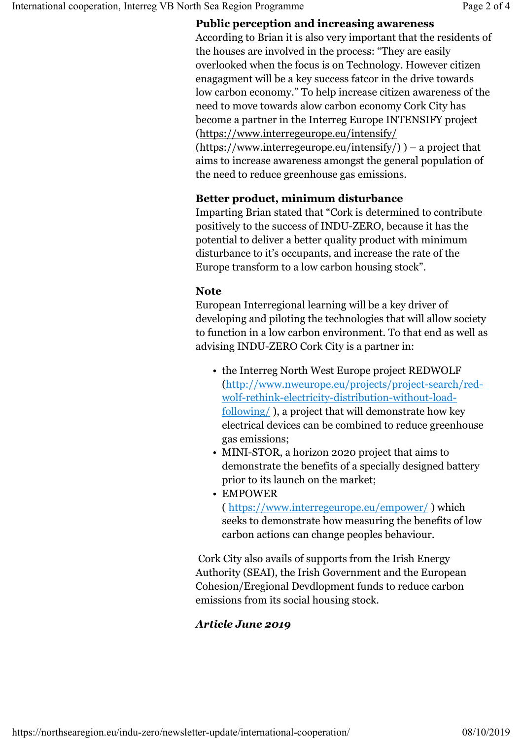**Public perception and increasing awareness**

According to Brian it is also very important that the residents of the houses are involved in the process: "They are easily overlooked when the focus is on Technology. However citizen enagagment will be a key success fatcor in the drive towards low carbon economy." To help increase citizen awareness of the need to move towards alow carbon economy Cork City has become a partner in the Interreg Europe INTENSIFY project (https://www.interregeurope.eu/intensify/ (https://www.interregeurope.eu/intensify/) ) – a project that aims to increase awareness amongst the general population of the need to reduce greenhouse gas emissions.

**Better product, minimum disturbance**

Imparting Brian stated that "Cork is determined to contribute positively to the success of INDU-ZERO, because it has the potential to deliver a better quality product with minimum disturbance to it's occupants, and increase the rate of the Europe transform to a low carbon housing stock".

**Note**

European Interregional learning will be a key driver of developing and piloting the technologies that will allow society to function in a low carbon environment. To that end as well as advising INDU-ZERO Cork City is a partner in:

- the Interreg North West Europe project REDWOLF (http://www.nweurope.eu/projects/project-search/red-wolf-rethink-electricity-distribution-without-load-following/ ), a project that will demonstrate how key electrical devices can be combined to reduce greenhouse gas emissions;
- MINI-STOR, a horizon 2020 project that aims to demonstrate the benefits of a specially designed battery prior to its launch on the market;
- EMPOWER ( https://www.interregeurope.eu/empower/ ) which seeks to demonstrate how measuring the benefits of low carbon actions can change peoples behaviour.

Cork City also avails of supports from the Irish Energy Authority (SEAI), the Irish Government and the European Cohesion/Eregional Devdlopment funds to reduce carbon emissions from its social housing stock.

***Article June 2019***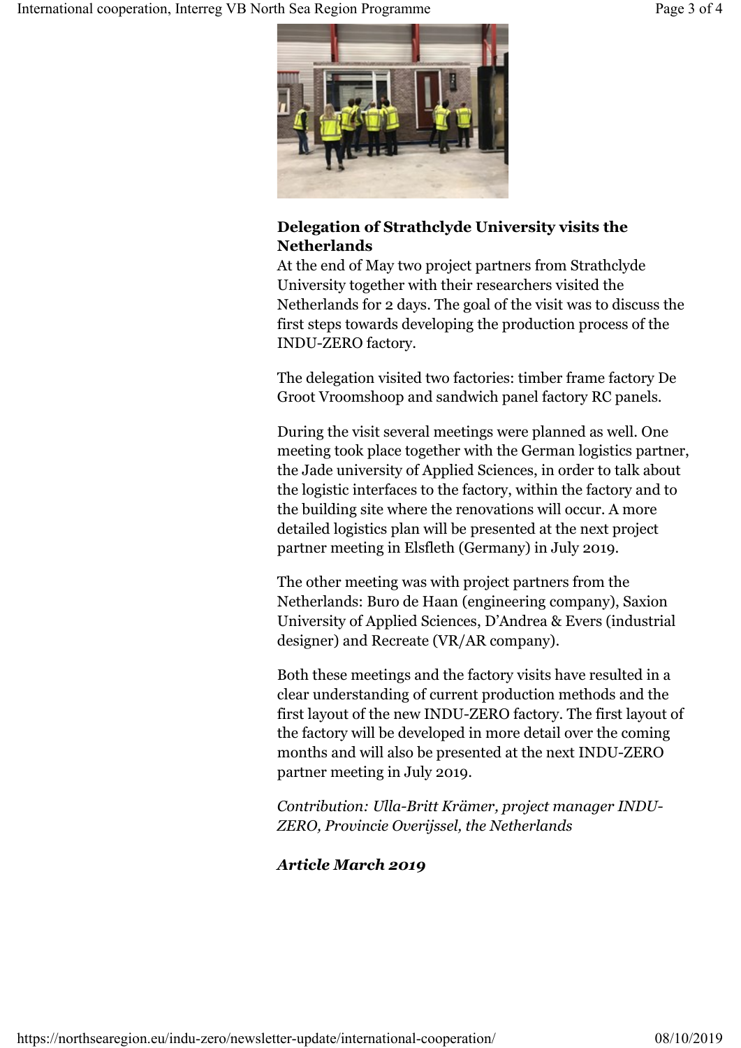### Delegation of Strathclyde University visits the Netherlands

At the end of May two project partners from Strathclyde University together with their researchers visited the Netherlands for 2 days. The goal of the visit was to discuss the first steps towards developing the production process of the INDU-ZERO factory.

The delegation visited two factories: timber frame factory De Groot Vroomshoop and sandwich panel factory RC panels.

During the visit several meetings were planned as well. One meeting took place together with the German logistics partner, the Jade university of Applied Sciences, in order to talk about the logistic interfaces to the factory, within the factory and to the building site where the renovations will occur. A more detailed logistics plan will be presented at the next project partner meeting in Elsfleth (Germany) in July 2019.

The other meeting was with project partners from the Netherlands: Buro de Haan (engineering company), Saxion University of Applied Sciences, D'Andrea & Evers (industrial designer) and Recreate (VR/AR company).

Both these meetings and the factory visits have resulted in a clear understanding of current production methods and the first layout of the new INDU-ZERO factory. The first layout of the factory will be developed in more detail over the coming months and will also be presented at the next INDU-ZERO partner meeting in July 2019.

*Contribution: Ulla-Britt Krämer, project manager INDU-ZERO, Provincie Overijssel, the Netherlands*

***Article March 2019***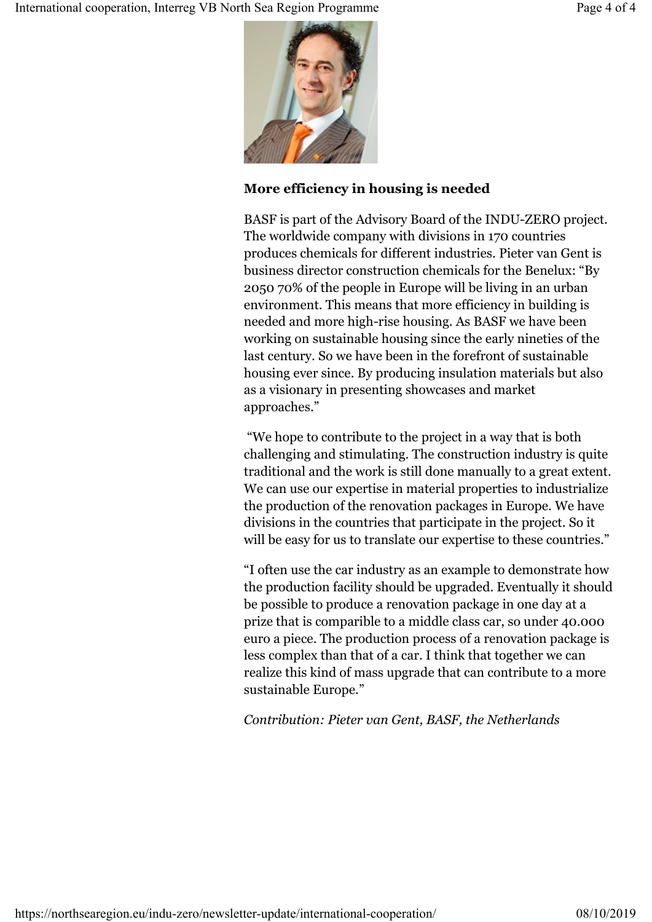**More efficiency in housing is needed**

BASF is part of the Advisory Board of the INDU-ZERO project. The worldwide company with divisions in 170 countries produces chemicals for different industries. Pieter van Gent is business director construction chemicals for the Benelux: "By 2050 70% of the people in Europe will be living in an urban environment. This means that more efficiency in building is needed and more high-rise housing. As BASF we have been working on sustainable housing since the early nineties of the last century. So we have been in the forefront of sustainable housing ever since. By producing insulation materials but also as a visionary in presenting showcases and market approaches."

"We hope to contribute to the project in a way that is both challenging and stimulating. The construction industry is quite traditional and the work is still done manually to a great extent. We can use our expertise in material properties to industrialize the production of the renovation packages in Europe. We have divisions in the countries that participate in the project. So it will be easy for us to translate our expertise to these countries."

"I often use the car industry as an example to demonstrate how the production facility should be upgraded. Eventually it should be possible to produce a renovation package in one day at a prize that is comparible to a middle class car, so under 40.000 euro a piece. The production process of a renovation package is less complex than that of a car. I think that together we can realize this kind of mass upgrade that can contribute to a more sustainable Europe."

*Contribution: Pieter van Gent, BASF, the Netherlands*